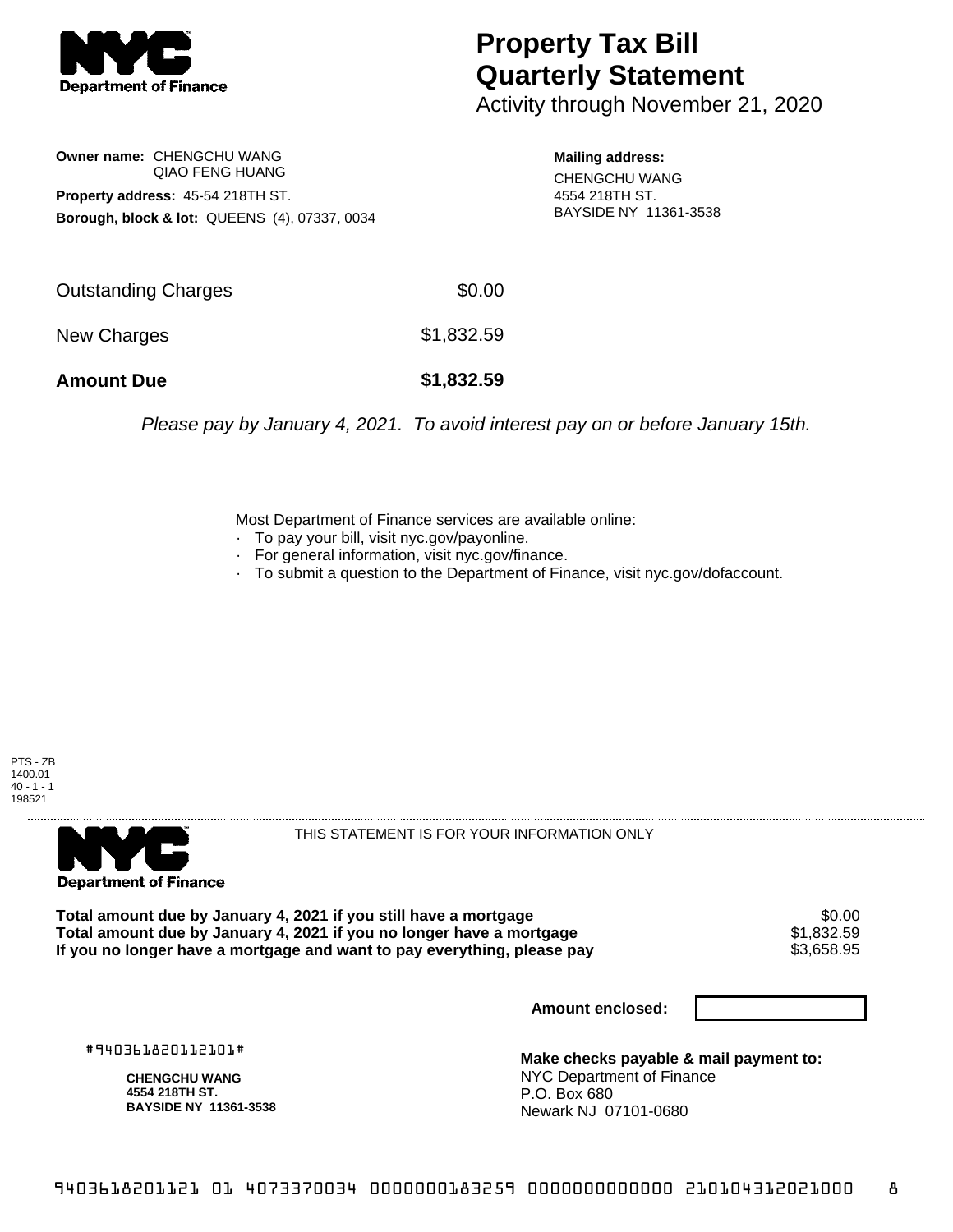**Department of Finance**

# Property Tax Bill Quarterly Statement

Activity through November 21, 2020

**Owner name:** CHENGCHU WANG
QIAO FENG HUANG

**Property address:** 45-54 218TH ST.

**Borough, block & lot:** QUEENS (4), 07337, 0034

**Mailing address:**
CHENGCHU WANG
4554 218TH ST.
BAYSIDE NY 11361-3538

| | |
|---|---|
| Outstanding Charges | $0.00 |
| New Charges | $1,832.59 |
| **Amount Due** | **$1,832.59** |

*Please pay by January 4, 2021. To avoid interest pay on or before January 15th.*

Most Department of Finance services are available online:
- To pay your bill, visit nyc.gov/payonline.
- For general information, visit nyc.gov/finance.
- To submit a question to the Department of Finance, visit nyc.gov/dofaccount.

PTS - ZB
1400.01
40 - 1 - 1
198521

---

**Department of Finance**

THIS STATEMENT IS FOR YOUR INFORMATION ONLY

| | |
|---|---|
| **Total amount due by January 4, 2021 if you still have a mortgage** | $0.00 |
| **Total amount due by January 4, 2021 if you no longer have a mortgage** | $1,832.59 |
| **If you no longer have a mortgage and want to pay everything, please pay** | $3,658.95 |

**Amount enclosed:**

#940361820112101#

**CHENGCHU WANG**
**4554 218TH ST.**
**BAYSIDE NY 11361-3538**

**Make checks payable & mail payment to:**
NYC Department of Finance
P.O. Box 680
Newark NJ 07101-0680

9403618201121 01 4073370034 0000000183259 0000000000000 210104312021000 8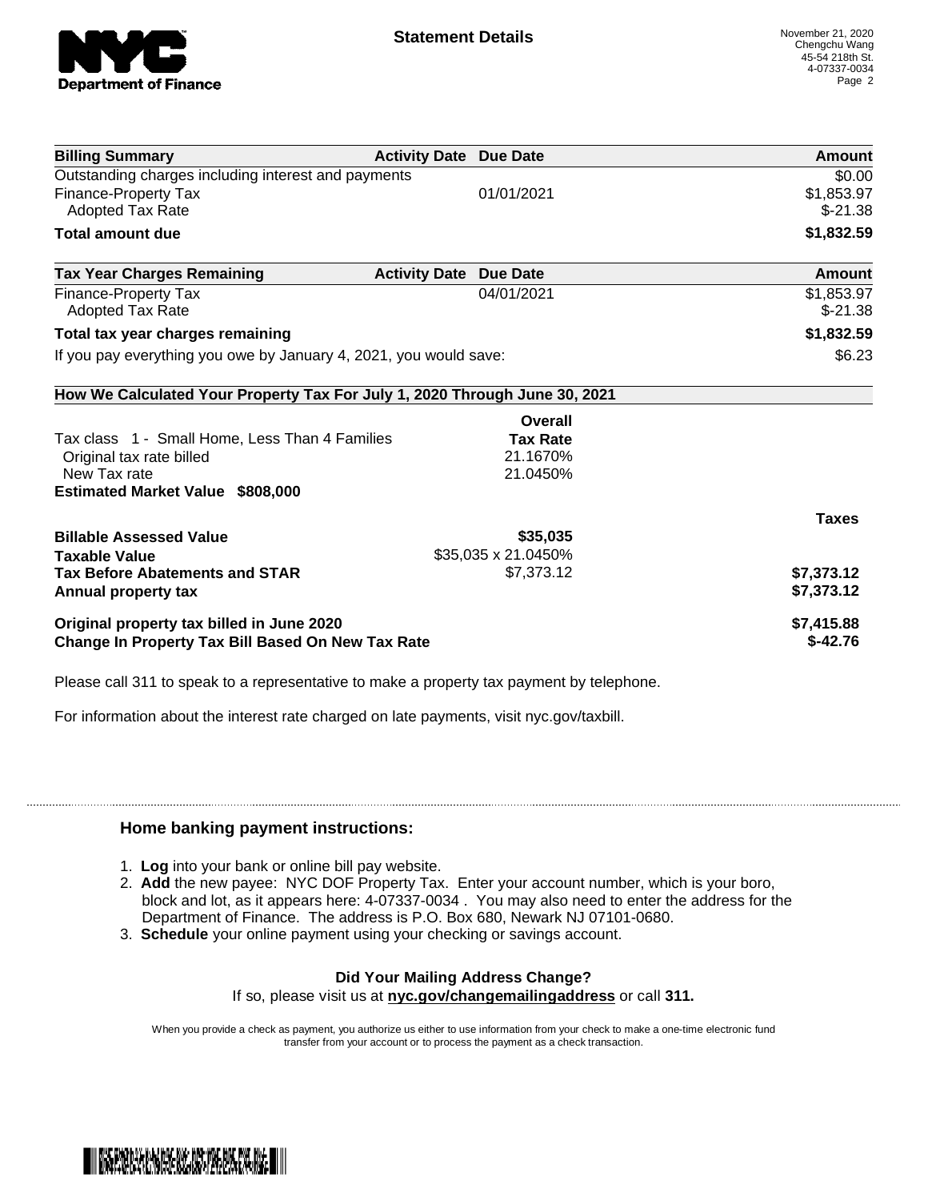## Statement Details

November 21, 2020
Chengchu Wang
45-54 218th St.
4-07337-0034

| Billing Summary | Activity Date | Due Date | Amount |
|---|---|---|---|
| Outstanding charges including interest and payments | | | $0.00 |
| Finance-Property Tax | | 01/01/2021 | $1,853.97 |
| Adopted Tax Rate | | | $-21.38 |
| **Total amount due** | | | **$1,832.59** |

| Tax Year Charges Remaining | Activity Date | Due Date | Amount |
|---|---|---|---|
| Finance-Property Tax | | 04/01/2021 | $1,853.97 |
| Adopted Tax Rate | | | $-21.38 |
| **Total tax year charges remaining** | | | **$1,832.59** |
| If you pay everything you owe by January 4, 2021, you would save: | | | $6.23 |

### How We Calculated Your Property Tax For July 1, 2020 Through June 30, 2021

| | Overall Tax Rate | Taxes |
|---|---|---|
| Tax class 1 - Small Home, Less Than 4 Families | | |
| Original tax rate billed | 21.1670% | |
| New Tax rate | 21.0450% | |
| **Estimated Market Value $808,000** | | |
| **Billable Assessed Value** | **$35,035** | |
| **Taxable Value** | $35,035 x 21.0450% | |
| **Tax Before Abatements and STAR** | $7,373.12 | **$7,373.12** |
| **Annual property tax** | | **$7,373.12** |
| **Original property tax billed in June 2020** | | **$7,415.88** |
| **Change In Property Tax Bill Based On New Tax Rate** | | **$-42.76** |

Please call 311 to speak to a representative to make a property tax payment by telephone.

For information about the interest rate charged on late payments, visit nyc.gov/taxbill.

---

### Home banking payment instructions:

1. **Log** into your bank or online bill pay website.
2. **Add** the new payee: NYC DOF Property Tax. Enter your account number, which is your boro, block and lot, as it appears here: 4-07337-0034 . You may also need to enter the address for the Department of Finance. The address is P.O. Box 680, Newark NJ 07101-0680.
3. **Schedule** your online payment using your checking or savings account.

**Did Your Mailing Address Change?**
If so, please visit us at **nyc.gov/changemailingaddress** or call **311.**

When you provide a check as payment, you authorize us either to use information from your check to make a one-time electronic fund transfer from your account or to process the payment as a check transaction.